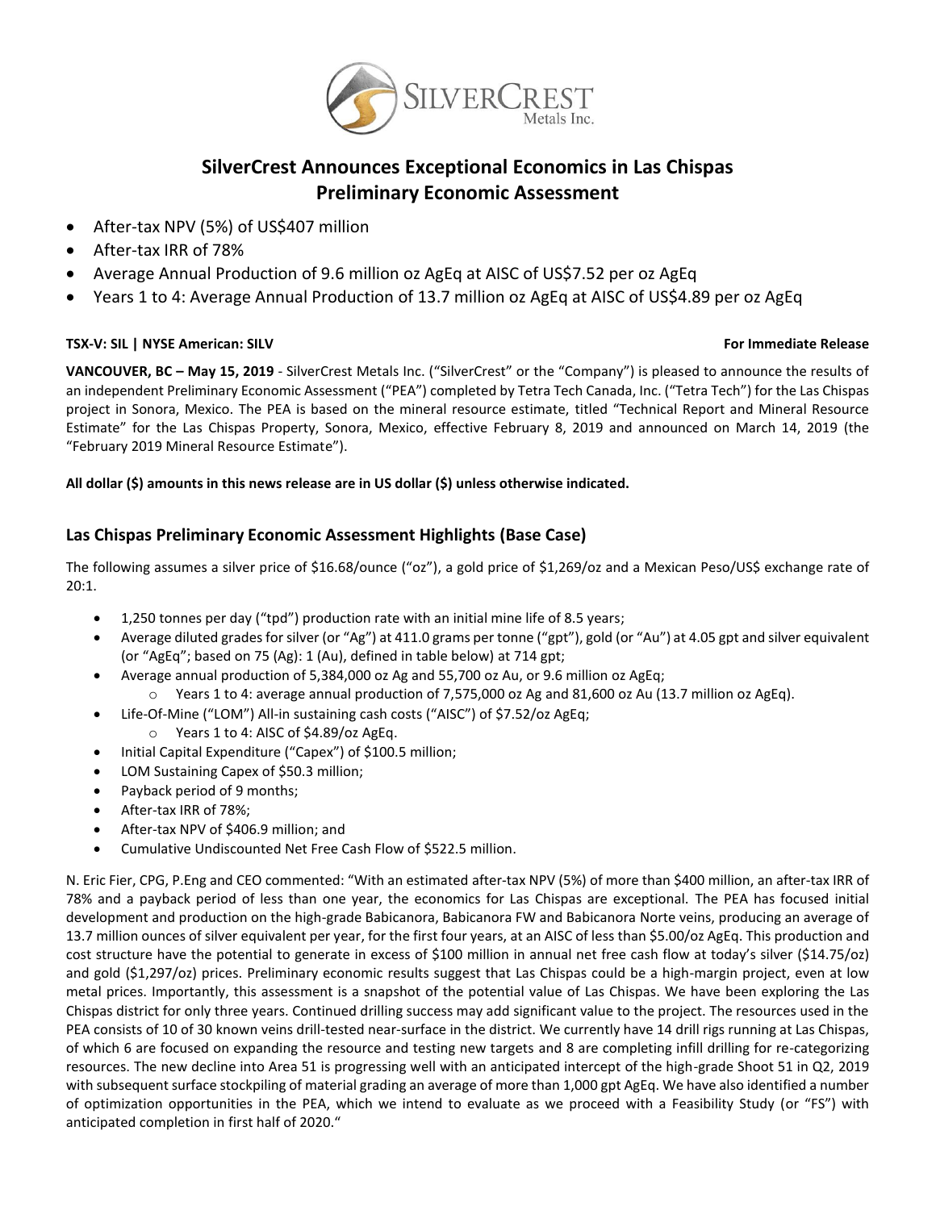# SilverCrest Announces Exceptional Economics in Las Chispas Preliminary Economic Assessment

- After-tax NPV (5%) of US$407 million
- After-tax IRR of 78%
- Average Annual Production of 9.6 million oz AgEq at AISC of US$7.52 per oz AgEq
- Years 1 to 4: Average Annual Production of 13.7 million oz AgEq at AISC of US$4.89 per oz AgEq

**TSX-V: SIL | NYSE American: SILV** **For Immediate Release**

**VANCOUVER, BC – May 15, 2019** - SilverCrest Metals Inc. ("SilverCrest" or the "Company") is pleased to announce the results of an independent Preliminary Economic Assessment ("PEA") completed by Tetra Tech Canada, Inc. ("Tetra Tech") for the Las Chispas project in Sonora, Mexico. The PEA is based on the mineral resource estimate, titled "Technical Report and Mineral Resource Estimate" for the Las Chispas Property, Sonora, Mexico, effective February 8, 2019 and announced on March 14, 2019 (the "February 2019 Mineral Resource Estimate").

**All dollar ($) amounts in this news release are in US dollar ($) unless otherwise indicated.**

## Las Chispas Preliminary Economic Assessment Highlights (Base Case)

The following assumes a silver price of $16.68/ounce ("oz"), a gold price of $1,269/oz and a Mexican Peso/US$ exchange rate of 20:1.

- 1,250 tonnes per day ("tpd") production rate with an initial mine life of 8.5 years;
- Average diluted grades for silver (or "Ag") at 411.0 grams per tonne ("gpt"), gold (or "Au") at 4.05 gpt and silver equivalent (or "AgEq"; based on 75 (Ag): 1 (Au), defined in table below) at 714 gpt;
- Average annual production of 5,384,000 oz Ag and 55,700 oz Au, or 9.6 million oz AgEq;
  - Years 1 to 4: average annual production of 7,575,000 oz Ag and 81,600 oz Au (13.7 million oz AgEq).
- Life-Of-Mine ("LOM") All-in sustaining cash costs ("AISC") of $7.52/oz AgEq;
  - Years 1 to 4: AISC of $4.89/oz AgEq.
- Initial Capital Expenditure ("Capex") of $100.5 million;
- LOM Sustaining Capex of $50.3 million;
- Payback period of 9 months;
- After-tax IRR of 78%;
- After-tax NPV of $406.9 million; and
- Cumulative Undiscounted Net Free Cash Flow of $522.5 million.

N. Eric Fier, CPG, P.Eng and CEO commented: "With an estimated after-tax NPV (5%) of more than $400 million, an after-tax IRR of 78% and a payback period of less than one year, the economics for Las Chispas are exceptional. The PEA has focused initial development and production on the high-grade Babicanora, Babicanora FW and Babicanora Norte veins, producing an average of 13.7 million ounces of silver equivalent per year, for the first four years, at an AISC of less than $5.00/oz AgEq. This production and cost structure have the potential to generate in excess of $100 million in annual net free cash flow at today's silver ($14.75/oz) and gold ($1,297/oz) prices. Preliminary economic results suggest that Las Chispas could be a high-margin project, even at low metal prices. Importantly, this assessment is a snapshot of the potential value of Las Chispas. We have been exploring the Las Chispas district for only three years. Continued drilling success may add significant value to the project. The resources used in the PEA consists of 10 of 30 known veins drill-tested near-surface in the district. We currently have 14 drill rigs running at Las Chispas, of which 6 are focused on expanding the resource and testing new targets and 8 are completing infill drilling for re-categorizing resources. The new decline into Area 51 is progressing well with an anticipated intercept of the high-grade Shoot 51 in Q2, 2019 with subsequent surface stockpiling of material grading an average of more than 1,000 gpt AgEq. We have also identified a number of optimization opportunities in the PEA, which we intend to evaluate as we proceed with a Feasibility Study (or "FS") with anticipated completion in first half of 2020."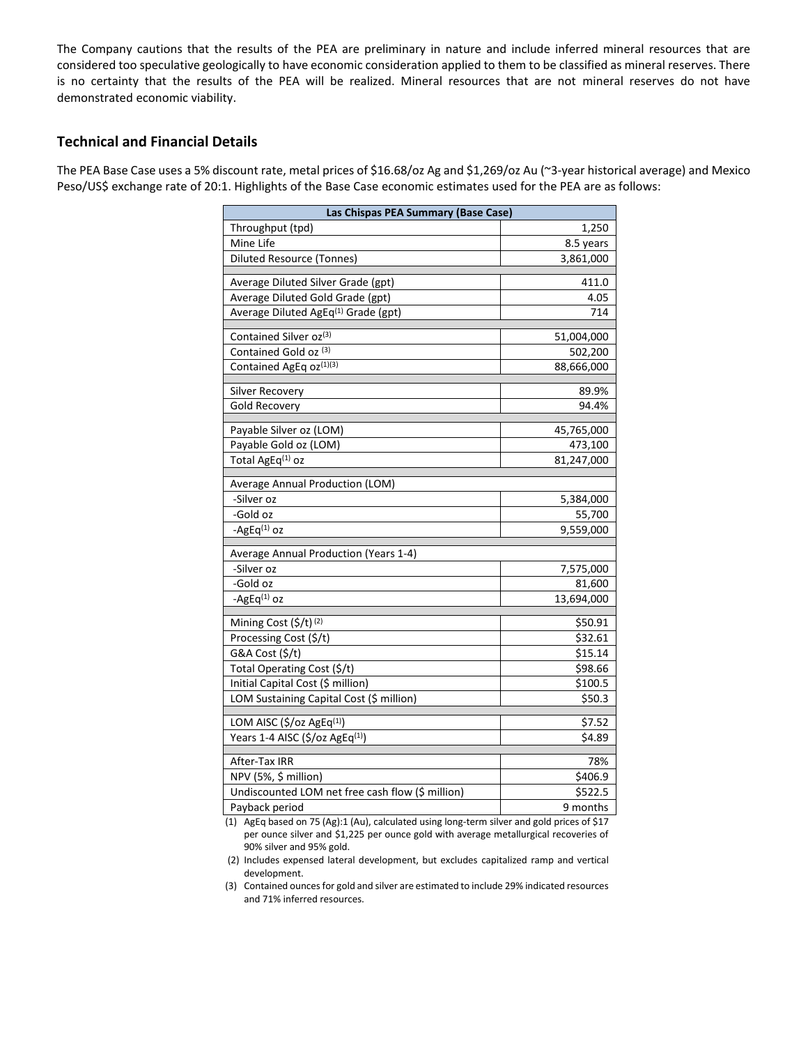The Company cautions that the results of the PEA are preliminary in nature and include inferred mineral resources that are considered too speculative geologically to have economic consideration applied to them to be classified as mineral reserves. There is no certainty that the results of the PEA will be realized. Mineral resources that are not mineral reserves do not have demonstrated economic viability.

## Technical and Financial Details

The PEA Base Case uses a 5% discount rate, metal prices of $16.68/oz Ag and $1,269/oz Au (~3-year historical average) and Mexico Peso/US$ exchange rate of 20:1. Highlights of the Base Case economic estimates used for the PEA are as follows:

| Las Chispas PEA Summary (Base Case) | |
|---|---|
| Throughput (tpd) | 1,250 |
| Mine Life | 8.5 years |
| Diluted Resource (Tonnes) | 3,861,000 |
| | |
| Average Diluted Silver Grade (gpt) | 411.0 |
| Average Diluted Gold Grade (gpt) | 4.05 |
| Average Diluted AgEq[(1)] Grade (gpt) | 714 |
| | |
| Contained Silver oz[(3)] | 51,004,000 |
| Contained Gold oz [(3)] | 502,200 |
| Contained AgEq oz[(1)(3)] | 88,666,000 |
| | |
| Silver Recovery | 89.9% |
| Gold Recovery | 94.4% |
| | |
| Payable Silver oz (LOM) | 45,765,000 |
| Payable Gold oz (LOM) | 473,100 |
| Total AgEq[(1)] oz | 81,247,000 |
| | |
| Average Annual Production (LOM) | |
| -Silver oz | 5,384,000 |
| -Gold oz | 55,700 |
| -AgEq[(1)] oz | 9,559,000 |
| | |
| Average Annual Production (Years 1-4) | |
| -Silver oz | 7,575,000 |
| -Gold oz | 81,600 |
| -AgEq[(1)] oz | 13,694,000 |
| | |
| Mining Cost ($/t) [(2)] | $50.91 |
| Processing Cost ($/t) | $32.61 |
| G&A Cost ($/t) | $15.14 |
| Total Operating Cost ($/t) | $98.66 |
| Initial Capital Cost ($ million) | $100.5 |
| LOM Sustaining Capital Cost ($ million) | $50.3 |
| | |
| LOM AISC ($/oz AgEq[(1)]) | $7.52 |
| Years 1-4 AISC ($/oz AgEq[(1)]) | $4.89 |
| | |
| After-Tax IRR | 78% |
| NPV (5%, $ million) | $406.9 |
| Undiscounted LOM net free cash flow ($ million) | $522.5 |
| Payback period | 9 months |

(1) AgEq based on 75 (Ag):1 (Au), calculated using long-term silver and gold prices of $17 per ounce silver and $1,225 per ounce gold with average metallurgical recoveries of 90% silver and 95% gold.

(2) Includes expensed lateral development, but excludes capitalized ramp and vertical development.

(3) Contained ounces for gold and silver are estimated to include 29% indicated resources and 71% inferred resources.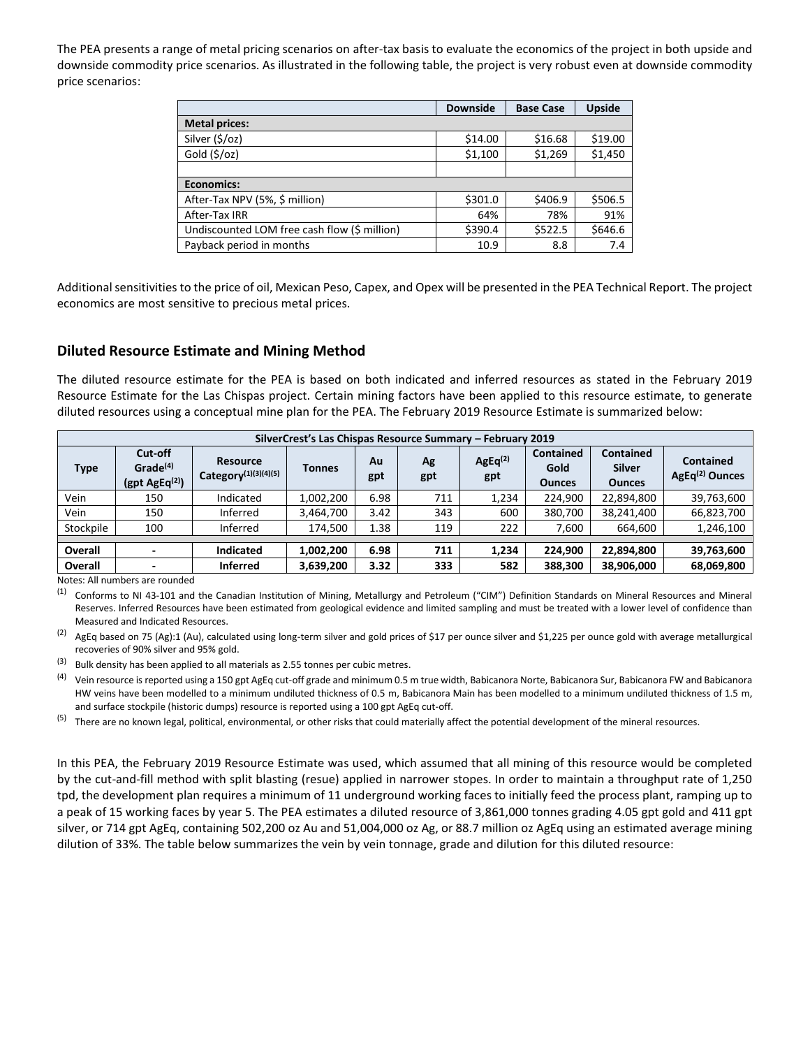The PEA presents a range of metal pricing scenarios on after-tax basis to evaluate the economics of the project in both upside and downside commodity price scenarios. As illustrated in the following table, the project is very robust even at downside commodity price scenarios:

| | Downside | Base Case | Upside |
|---|---|---|---|
| **Metal prices:** | | | |
| Silver ($/oz) | $14.00 | $16.68 | $19.00 |
| Gold ($/oz) | $1,100 | $1,269 | $1,450 |
| | | | |
| **Economics:** | | | |
| After-Tax NPV (5%, $ million) | $301.0 | $406.9 | $506.5 |
| After-Tax IRR | 64% | 78% | 91% |
| Undiscounted LOM free cash flow ($ million) | $390.4 | $522.5 | $646.6 |
| Payback period in months | 10.9 | 8.8 | 7.4 |

Additional sensitivities to the price of oil, Mexican Peso, Capex, and Opex will be presented in the PEA Technical Report. The project economics are most sensitive to precious metal prices.

## Diluted Resource Estimate and Mining Method

The diluted resource estimate for the PEA is based on both indicated and inferred resources as stated in the February 2019 Resource Estimate for the Las Chispas project. Certain mining factors have been applied to this resource estimate, to generate diluted resources using a conceptual mine plan for the PEA. The February 2019 Resource Estimate is summarized below:

| SilverCrest's Las Chispas Resource Summary – February 2019 | | | | | | | | | |
|---|---|---|---|---|---|---|---|---|---|
| **Type** | **Cut-off Grade[4] (gpt AgEq[2])** | **Resource Category[1][3][4][5]** | **Tonnes** | **Au gpt** | **Ag gpt** | **AgEq[2] gpt** | **Contained Gold Ounces** | **Contained Silver Ounces** | **Contained AgEq[2] Ounces** |
| Vein | 150 | Indicated | 1,002,200 | 6.98 | 711 | 1,234 | 224,900 | 22,894,800 | 39,763,600 |
| Vein | 150 | Inferred | 3,464,700 | 3.42 | 343 | 600 | 380,700 | 38,241,400 | 66,823,700 |
| Stockpile | 100 | Inferred | 174,500 | 1.38 | 119 | 222 | 7,600 | 664,600 | 1,246,100 |
| **Overall** | **-** | **Indicated** | **1,002,200** | **6.98** | **711** | **1,234** | **224,900** | **22,894,800** | **39,763,600** |
| **Overall** | **-** | **Inferred** | **3,639,200** | **3.32** | **333** | **582** | **388,300** | **38,906,000** | **68,069,800** |

Notes: All numbers are rounded

[1] Conforms to NI 43-101 and the Canadian Institution of Mining, Metallurgy and Petroleum ("CIM") Definition Standards on Mineral Resources and Mineral Reserves. Inferred Resources have been estimated from geological evidence and limited sampling and must be treated with a lower level of confidence than Measured and Indicated Resources.

[2] AgEq based on 75 (Ag):1 (Au), calculated using long-term silver and gold prices of $17 per ounce silver and $1,225 per ounce gold with average metallurgical recoveries of 90% silver and 95% gold.

[3] Bulk density has been applied to all materials as 2.55 tonnes per cubic metres.

[4] Vein resource is reported using a 150 gpt AgEq cut-off grade and minimum 0.5 m true width, Babicanora Norte, Babicanora Sur, Babicanora FW and Babicanora HW veins have been modelled to a minimum undiluted thickness of 0.5 m, Babicanora Main has been modelled to a minimum undiluted thickness of 1.5 m, and surface stockpile (historic dumps) resource is reported using a 100 gpt AgEq cut-off.

[5] There are no known legal, political, environmental, or other risks that could materially affect the potential development of the mineral resources.

In this PEA, the February 2019 Resource Estimate was used, which assumed that all mining of this resource would be completed by the cut-and-fill method with split blasting (resue) applied in narrower stopes. In order to maintain a throughput rate of 1,250 tpd, the development plan requires a minimum of 11 underground working faces to initially feed the process plant, ramping up to a peak of 15 working faces by year 5. The PEA estimates a diluted resource of 3,861,000 tonnes grading 4.05 gpt gold and 411 gpt silver, or 714 gpt AgEq, containing 502,200 oz Au and 51,004,000 oz Ag, or 88.7 million oz AgEq using an estimated average mining dilution of 33%. The table below summarizes the vein by vein tonnage, grade and dilution for this diluted resource: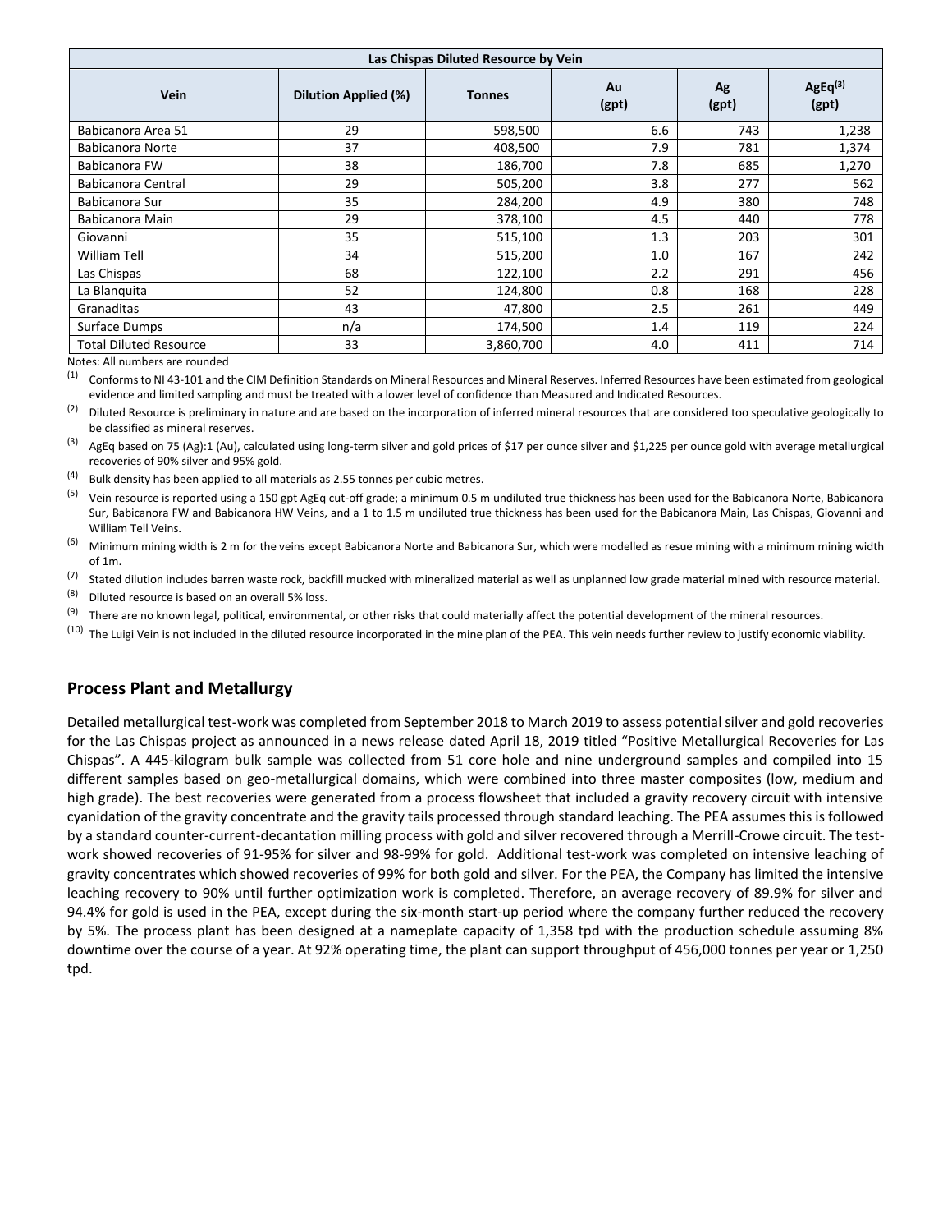| Las Chispas Diluted Resource by Vein | | | | | |
|---|---|---|---|---|---|
| Vein | Dilution Applied (%) | Tonnes | Au (gpt) | Ag (gpt) | AgEq[3] (gpt) |
| Babicanora Area 51 | 29 | 598,500 | 6.6 | 743 | 1,238 |
| Babicanora Norte | 37 | 408,500 | 7.9 | 781 | 1,374 |
| Babicanora FW | 38 | 186,700 | 7.8 | 685 | 1,270 |
| Babicanora Central | 29 | 505,200 | 3.8 | 277 | 562 |
| Babicanora Sur | 35 | 284,200 | 4.9 | 380 | 748 |
| Babicanora Main | 29 | 378,100 | 4.5 | 440 | 778 |
| Giovanni | 35 | 515,100 | 1.3 | 203 | 301 |
| William Tell | 34 | 515,200 | 1.0 | 167 | 242 |
| Las Chispas | 68 | 122,100 | 2.2 | 291 | 456 |
| La Blanquita | 52 | 124,800 | 0.8 | 168 | 228 |
| Granaditas | 43 | 47,800 | 2.5 | 261 | 449 |
| Surface Dumps | n/a | 174,500 | 1.4 | 119 | 224 |
| Total Diluted Resource | 33 | 3,860,700 | 4.0 | 411 | 714 |

Notes: All numbers are rounded

(1) Conforms to NI 43-101 and the CIM Definition Standards on Mineral Resources and Mineral Reserves. Inferred Resources have been estimated from geological evidence and limited sampling and must be treated with a lower level of confidence than Measured and Indicated Resources.

(2) Diluted Resource is preliminary in nature and are based on the incorporation of inferred mineral resources that are considered too speculative geologically to be classified as mineral reserves.

(3) AgEq based on 75 (Ag):1 (Au), calculated using long-term silver and gold prices of $17 per ounce silver and $1,225 per ounce gold with average metallurgical recoveries of 90% silver and 95% gold.

(4) Bulk density has been applied to all materials as 2.55 tonnes per cubic metres.

(5) Vein resource is reported using a 150 gpt AgEq cut-off grade; a minimum 0.5 m undiluted true thickness has been used for the Babicanora Norte, Babicanora Sur, Babicanora FW and Babicanora HW Veins, and a 1 to 1.5 m undiluted true thickness has been used for the Babicanora Main, Las Chispas, Giovanni and William Tell Veins.

(6) Minimum mining width is 2 m for the veins except Babicanora Norte and Babicanora Sur, which were modelled as resue mining with a minimum mining width of 1m.

(7) Stated dilution includes barren waste rock, backfill mucked with mineralized material as well as unplanned low grade material mined with resource material.

(8) Diluted resource is based on an overall 5% loss.

(9) There are no known legal, political, environmental, or other risks that could materially affect the potential development of the mineral resources.

(10) The Luigi Vein is not included in the diluted resource incorporated in the mine plan of the PEA. This vein needs further review to justify economic viability.

## Process Plant and Metallurgy

Detailed metallurgical test-work was completed from September 2018 to March 2019 to assess potential silver and gold recoveries for the Las Chispas project as announced in a news release dated April 18, 2019 titled "Positive Metallurgical Recoveries for Las Chispas". A 445-kilogram bulk sample was collected from 51 core hole and nine underground samples and compiled into 15 different samples based on geo-metallurgical domains, which were combined into three master composites (low, medium and high grade). The best recoveries were generated from a process flowsheet that included a gravity recovery circuit with intensive cyanidation of the gravity concentrate and the gravity tails processed through standard leaching. The PEA assumes this is followed by a standard counter-current-decantation milling process with gold and silver recovered through a Merrill-Crowe circuit. The test-work showed recoveries of 91-95% for silver and 98-99% for gold. Additional test-work was completed on intensive leaching of gravity concentrates which showed recoveries of 99% for both gold and silver. For the PEA, the Company has limited the intensive leaching recovery to 90% until further optimization work is completed. Therefore, an average recovery of 89.9% for silver and 94.4% for gold is used in the PEA, except during the six-month start-up period where the company further reduced the recovery by 5%. The process plant has been designed at a nameplate capacity of 1,358 tpd with the production schedule assuming 8% downtime over the course of a year. At 92% operating time, the plant can support throughput of 456,000 tonnes per year or 1,250 tpd.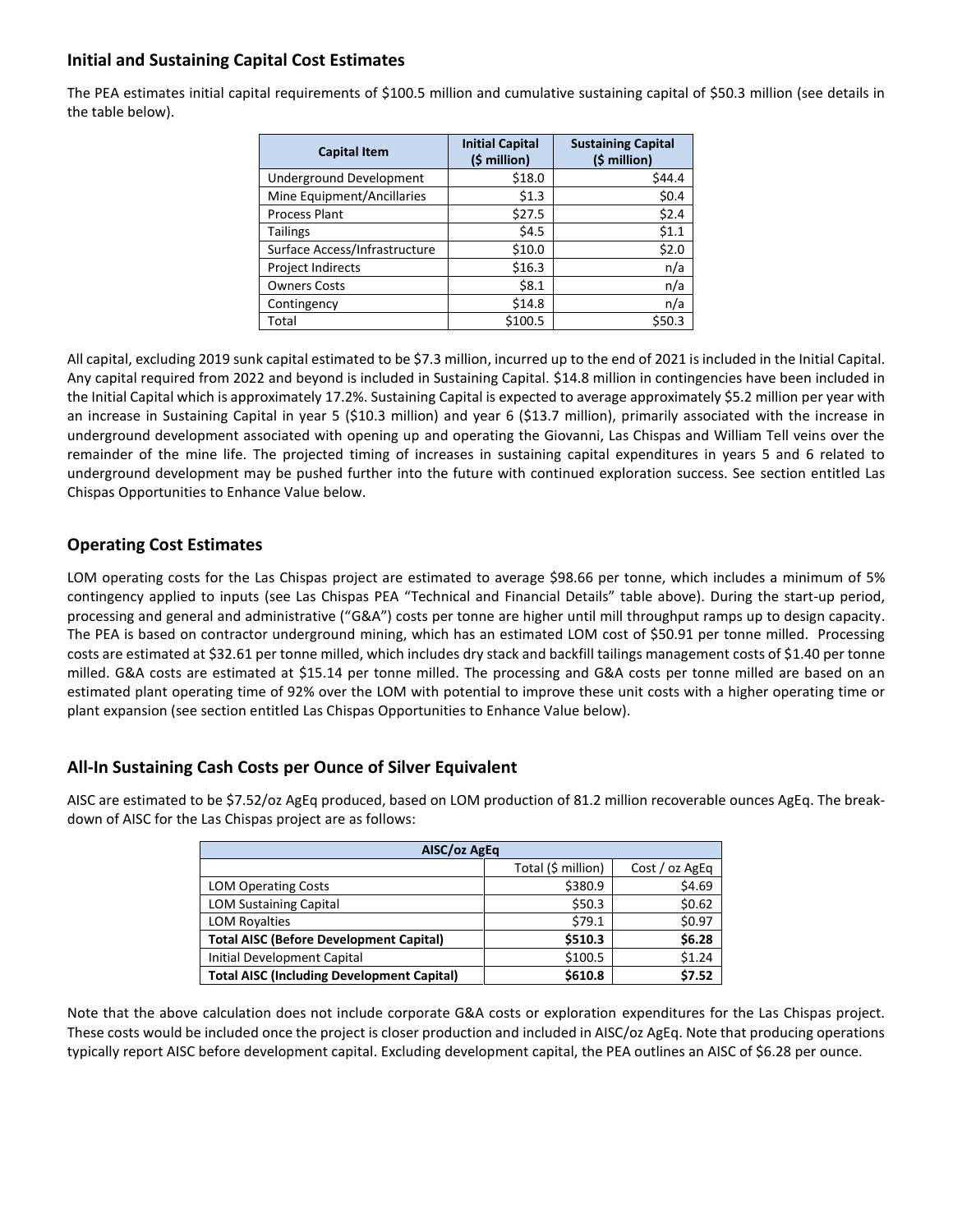## Initial and Sustaining Capital Cost Estimates

The PEA estimates initial capital requirements of $100.5 million and cumulative sustaining capital of $50.3 million (see details in the table below).

| Capital Item | Initial Capital ($ million) | Sustaining Capital ($ million) |
|---|---|---|
| Underground Development | $18.0 | $44.4 |
| Mine Equipment/Ancillaries | $1.3 | $0.4 |
| Process Plant | $27.5 | $2.4 |
| Tailings | $4.5 | $1.1 |
| Surface Access/Infrastructure | $10.0 | $2.0 |
| Project Indirects | $16.3 | n/a |
| Owners Costs | $8.1 | n/a |
| Contingency | $14.8 | n/a |
| Total | $100.5 | $50.3 |

All capital, excluding 2019 sunk capital estimated to be $7.3 million, incurred up to the end of 2021 is included in the Initial Capital. Any capital required from 2022 and beyond is included in Sustaining Capital. $14.8 million in contingencies have been included in the Initial Capital which is approximately 17.2%. Sustaining Capital is expected to average approximately $5.2 million per year with an increase in Sustaining Capital in year 5 ($10.3 million) and year 6 ($13.7 million), primarily associated with the increase in underground development associated with opening up and operating the Giovanni, Las Chispas and William Tell veins over the remainder of the mine life. The projected timing of increases in sustaining capital expenditures in years 5 and 6 related to underground development may be pushed further into the future with continued exploration success. See section entitled Las Chispas Opportunities to Enhance Value below.

## Operating Cost Estimates

LOM operating costs for the Las Chispas project are estimated to average $98.66 per tonne, which includes a minimum of 5% contingency applied to inputs (see Las Chispas PEA "Technical and Financial Details" table above). During the start-up period, processing and general and administrative ("G&A") costs per tonne are higher until mill throughput ramps up to design capacity. The PEA is based on contractor underground mining, which has an estimated LOM cost of $50.91 per tonne milled. Processing costs are estimated at $32.61 per tonne milled, which includes dry stack and backfill tailings management costs of $1.40 per tonne milled. G&A costs are estimated at $15.14 per tonne milled. The processing and G&A costs per tonne milled are based on an estimated plant operating time of 92% over the LOM with potential to improve these unit costs with a higher operating time or plant expansion (see section entitled Las Chispas Opportunities to Enhance Value below).

## All-In Sustaining Cash Costs per Ounce of Silver Equivalent

AISC are estimated to be $7.52/oz AgEq produced, based on LOM production of 81.2 million recoverable ounces AgEq. The breakdown of AISC for the Las Chispas project are as follows:

| AISC/oz AgEq | | |
|---|---|---|
| | Total ($ million) | Cost / oz AgEq |
| LOM Operating Costs | $380.9 | $4.69 |
| LOM Sustaining Capital | $50.3 | $0.62 |
| LOM Royalties | $79.1 | $0.97 |
| **Total AISC (Before Development Capital)** | **$510.3** | **$6.28** |
| Initial Development Capital | $100.5 | $1.24 |
| **Total AISC (Including Development Capital)** | **$610.8** | **$7.52** |

Note that the above calculation does not include corporate G&A costs or exploration expenditures for the Las Chispas project. These costs would be included once the project is closer production and included in AISC/oz AgEq. Note that producing operations typically report AISC before development capital. Excluding development capital, the PEA outlines an AISC of $6.28 per ounce.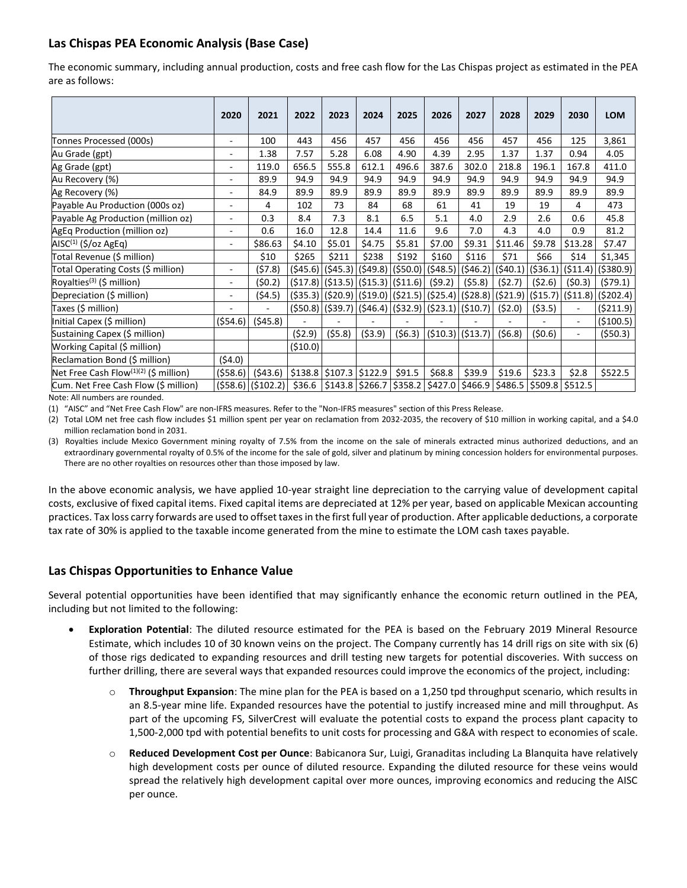## Las Chispas PEA Economic Analysis (Base Case)

The economic summary, including annual production, costs and free cash flow for the Las Chispas project as estimated in the PEA are as follows:

| | 2020 | 2021 | 2022 | 2023 | 2024 | 2025 | 2026 | 2027 | 2028 | 2029 | 2030 | LOM |
|---|---|---|---|---|---|---|---|---|---|---|---|---|
| Tonnes Processed (000s) | - | 100 | 443 | 456 | 457 | 456 | 456 | 456 | 457 | 456 | 125 | 3,861 |
| Au Grade (gpt) | - | 1.38 | 7.57 | 5.28 | 6.08 | 4.90 | 4.39 | 2.95 | 1.37 | 1.37 | 0.94 | 4.05 |
| Ag Grade (gpt) | - | 119.0 | 656.5 | 555.8 | 612.1 | 496.6 | 387.6 | 302.0 | 218.8 | 196.1 | 167.8 | 411.0 |
| Au Recovery (%) | - | 89.9 | 94.9 | 94.9 | 94.9 | 94.9 | 94.9 | 94.9 | 94.9 | 94.9 | 94.9 | 94.9 |
| Ag Recovery (%) | - | 84.9 | 89.9 | 89.9 | 89.9 | 89.9 | 89.9 | 89.9 | 89.9 | 89.9 | 89.9 | 89.9 |
| Payable Au Production (000s oz) | - | 4 | 102 | 73 | 84 | 68 | 61 | 41 | 19 | 19 | 4 | 473 |
| Payable Ag Production (million oz) | - | 0.3 | 8.4 | 7.3 | 8.1 | 6.5 | 5.1 | 4.0 | 2.9 | 2.6 | 0.6 | 45.8 |
| AgEq Production (million oz) | - | 0.6 | 16.0 | 12.8 | 14.4 | 11.6 | 9.6 | 7.0 | 4.3 | 4.0 | 0.9 | 81.2 |
| AISC[1] ($/oz AgEq) | - | $86.63 | $4.10 | $5.01 | $4.75 | $5.81 | $7.00 | $9.31 | $11.46 | $9.78 | $13.28 | $7.47 |
| Total Revenue ($ million) | | $10 | $265 | $211 | $238 | $192 | $160 | $116 | $71 | $66 | $14 | $1,345 |
| Total Operating Costs ($ million) | - | ($7.8) | ($45.6) | ($45.3) | ($49.8) | ($50.0) | ($48.5) | ($46.2) | ($40.1) | ($36.1) | ($11.4) | ($380.9) |
| Royalties[3] ($ million) | - | ($0.2) | ($17.8) | ($13.5) | ($15.3) | ($11.6) | ($9.2) | ($5.8) | ($2.7) | ($2.6) | ($0.3) | ($79.1) |
| Depreciation ($ million) | - | ($4.5) | ($35.3) | ($20.9) | ($19.0) | ($21.5) | ($25.4) | ($28.8) | ($21.9) | ($15.7) | ($11.8) | ($202.4) |
| Taxes ($ million) | - | - | ($50.8) | ($39.7) | ($46.4) | ($32.9) | ($23.1) | ($10.7) | ($2.0) | ($3.5) | - | ($211.9) |
| Initial Capex ($ million) | ($54.6) | ($45.8) | - | - | - | - | - | - | - | - | - | ($100.5) |
| Sustaining Capex ($ million) | | | ($2.9) | ($5.8) | ($3.9) | ($6.3) | ($10.3) | ($13.7) | ($6.8) | ($0.6) | - | ($50.3) |
| Working Capital ($ million) | | | ($10.0) | | | | | | | | | |
| Reclamation Bond ($ million) | ($4.0) | | | | | | | | | | | |
| Net Free Cash Flow[1][2] ($ million) | ($58.6) | ($43.6) | $138.8 | $107.3 | $122.9 | $91.5 | $68.8 | $39.9 | $19.6 | $23.3 | $2.8 | $522.5 |
| Cum. Net Free Cash Flow ($ million) | ($58.6) | ($102.2) | $36.6 | $143.8 | $266.7 | $358.2 | $427.0 | $466.9 | $486.5 | $509.8 | $512.5 | |

Note: All numbers are rounded.

(1) "AISC" and "Net Free Cash Flow" are non-IFRS measures. Refer to the "Non-IFRS measures" section of this Press Release.

(2) Total LOM net free cash flow includes $1 million spent per year on reclamation from 2032-2035, the recovery of $10 million in working capital, and a $4.0 million reclamation bond in 2031.

(3) Royalties include Mexico Government mining royalty of 7.5% from the income on the sale of minerals extracted minus authorized deductions, and an extraordinary governmental royalty of 0.5% of the income for the sale of gold, silver and platinum by mining concession holders for environmental purposes. There are no other royalties on resources other than those imposed by law.

In the above economic analysis, we have applied 10-year straight line depreciation to the carrying value of development capital costs, exclusive of fixed capital items. Fixed capital items are depreciated at 12% per year, based on applicable Mexican accounting practices. Tax loss carry forwards are used to offset taxes in the first full year of production. After applicable deductions, a corporate tax rate of 30% is applied to the taxable income generated from the mine to estimate the LOM cash taxes payable.

## Las Chispas Opportunities to Enhance Value

Several potential opportunities have been identified that may significantly enhance the economic return outlined in the PEA, including but not limited to the following:

- **Exploration Potential**: The diluted resource estimated for the PEA is based on the February 2019 Mineral Resource Estimate, which includes 10 of 30 known veins on the project. The Company currently has 14 drill rigs on site with six (6) of those rigs dedicated to expanding resources and drill testing new targets for potential discoveries. With success on further drilling, there are several ways that expanded resources could improve the economics of the project, including:
    - **Throughput Expansion**: The mine plan for the PEA is based on a 1,250 tpd throughput scenario, which results in an 8.5-year mine life. Expanded resources have the potential to justify increased mine and mill throughput. As part of the upcoming FS, SilverCrest will evaluate the potential costs to expand the process plant capacity to 1,500-2,000 tpd with potential benefits to unit costs for processing and G&A with respect to economies of scale.
    - **Reduced Development Cost per Ounce**: Babicanora Sur, Luigi, Granaditas including La Blanquita have relatively high development costs per ounce of diluted resource. Expanding the diluted resource for these veins would spread the relatively high development capital over more ounces, improving economics and reducing the AISC per ounce.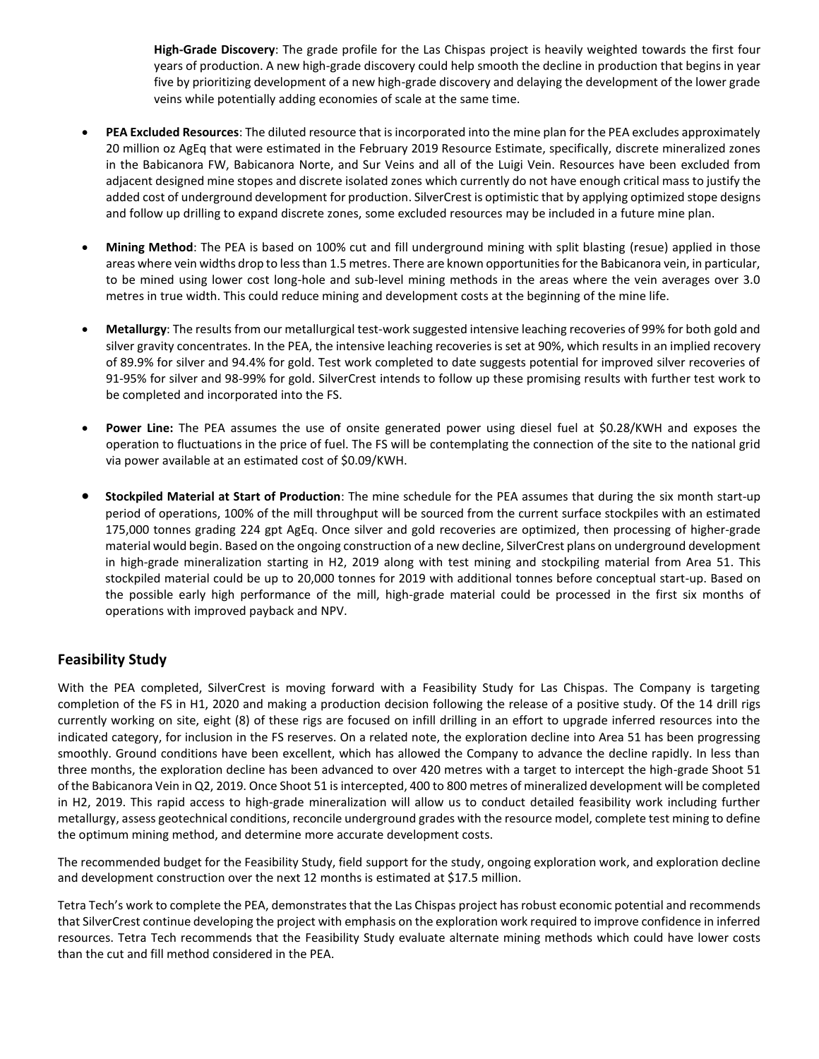**High-Grade Discovery**: The grade profile for the Las Chispas project is heavily weighted towards the first four years of production. A new high-grade discovery could help smooth the decline in production that begins in year five by prioritizing development of a new high-grade discovery and delaying the development of the lower grade veins while potentially adding economies of scale at the same time.

- **PEA Excluded Resources**: The diluted resource that is incorporated into the mine plan for the PEA excludes approximately 20 million oz AgEq that were estimated in the February 2019 Resource Estimate, specifically, discrete mineralized zones in the Babicanora FW, Babicanora Norte, and Sur Veins and all of the Luigi Vein. Resources have been excluded from adjacent designed mine stopes and discrete isolated zones which currently do not have enough critical mass to justify the added cost of underground development for production. SilverCrest is optimistic that by applying optimized stope designs and follow up drilling to expand discrete zones, some excluded resources may be included in a future mine plan.

- **Mining Method**: The PEA is based on 100% cut and fill underground mining with split blasting (resue) applied in those areas where vein widths drop to less than 1.5 metres. There are known opportunities for the Babicanora vein, in particular, to be mined using lower cost long-hole and sub-level mining methods in the areas where the vein averages over 3.0 metres in true width. This could reduce mining and development costs at the beginning of the mine life.

- **Metallurgy**: The results from our metallurgical test-work suggested intensive leaching recoveries of 99% for both gold and silver gravity concentrates. In the PEA, the intensive leaching recoveries is set at 90%, which results in an implied recovery of 89.9% for silver and 94.4% for gold. Test work completed to date suggests potential for improved silver recoveries of 91-95% for silver and 98-99% for gold. SilverCrest intends to follow up these promising results with further test work to be completed and incorporated into the FS.

- **Power Line:** The PEA assumes the use of onsite generated power using diesel fuel at $0.28/KWH and exposes the operation to fluctuations in the price of fuel. The FS will be contemplating the connection of the site to the national grid via power available at an estimated cost of $0.09/KWH.

- **Stockpiled Material at Start of Production**: The mine schedule for the PEA assumes that during the six month start-up period of operations, 100% of the mill throughput will be sourced from the current surface stockpiles with an estimated 175,000 tonnes grading 224 gpt AgEq. Once silver and gold recoveries are optimized, then processing of higher-grade material would begin. Based on the ongoing construction of a new decline, SilverCrest plans on underground development in high-grade mineralization starting in H2, 2019 along with test mining and stockpiling material from Area 51. This stockpiled material could be up to 20,000 tonnes for 2019 with additional tonnes before conceptual start-up. Based on the possible early high performance of the mill, high-grade material could be processed in the first six months of operations with improved payback and NPV.

## Feasibility Study

With the PEA completed, SilverCrest is moving forward with a Feasibility Study for Las Chispas. The Company is targeting completion of the FS in H1, 2020 and making a production decision following the release of a positive study. Of the 14 drill rigs currently working on site, eight (8) of these rigs are focused on infill drilling in an effort to upgrade inferred resources into the indicated category, for inclusion in the FS reserves. On a related note, the exploration decline into Area 51 has been progressing smoothly. Ground conditions have been excellent, which has allowed the Company to advance the decline rapidly. In less than three months, the exploration decline has been advanced to over 420 metres with a target to intercept the high-grade Shoot 51 of the Babicanora Vein in Q2, 2019. Once Shoot 51 is intercepted, 400 to 800 metres of mineralized development will be completed in H2, 2019. This rapid access to high-grade mineralization will allow us to conduct detailed feasibility work including further metallurgy, assess geotechnical conditions, reconcile underground grades with the resource model, complete test mining to define the optimum mining method, and determine more accurate development costs.

The recommended budget for the Feasibility Study, field support for the study, ongoing exploration work, and exploration decline and development construction over the next 12 months is estimated at $17.5 million.

Tetra Tech's work to complete the PEA, demonstrates that the Las Chispas project has robust economic potential and recommends that SilverCrest continue developing the project with emphasis on the exploration work required to improve confidence in inferred resources. Tetra Tech recommends that the Feasibility Study evaluate alternate mining methods which could have lower costs than the cut and fill method considered in the PEA.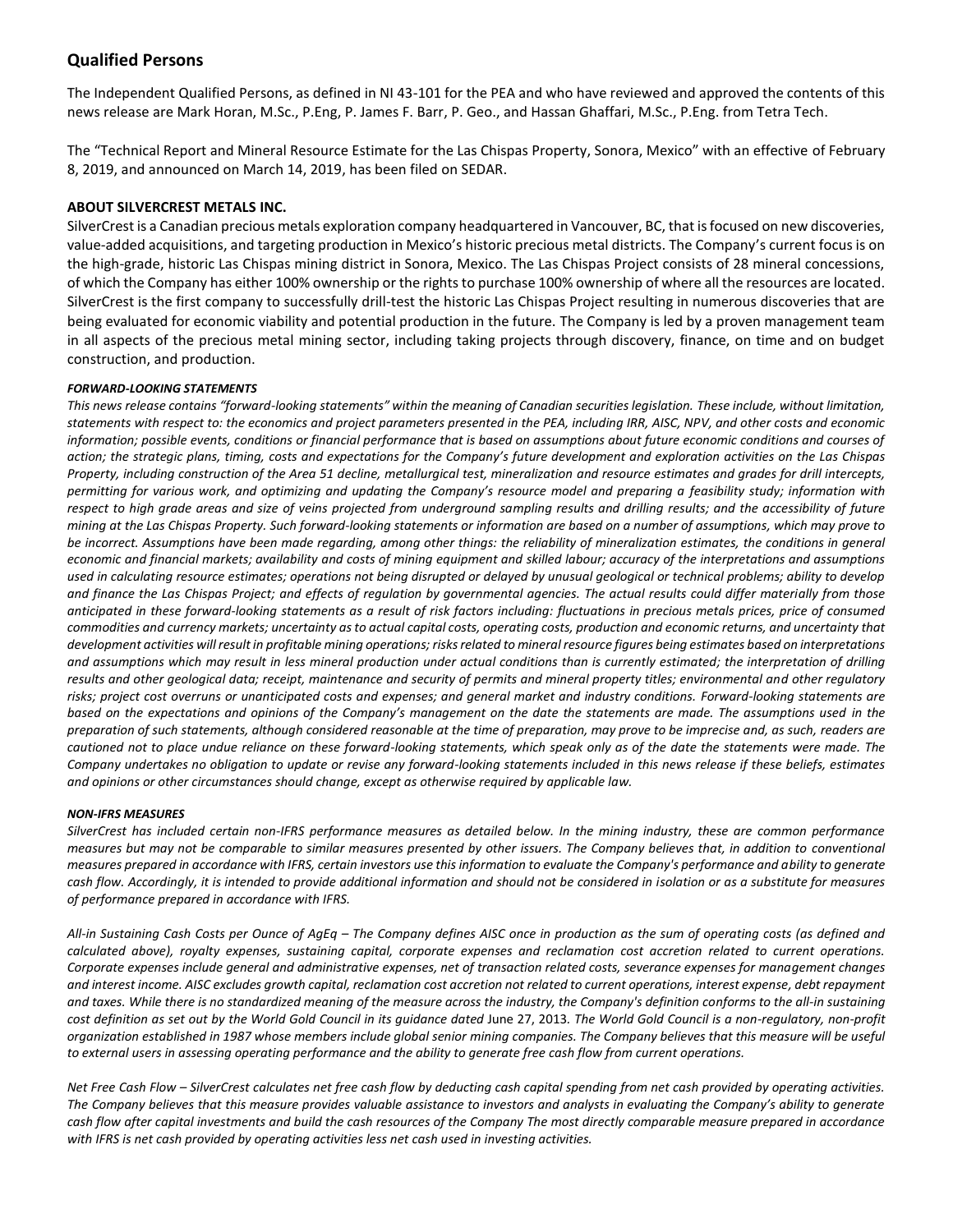## Qualified Persons

The Independent Qualified Persons, as defined in NI 43-101 for the PEA and who have reviewed and approved the contents of this news release are Mark Horan, M.Sc., P.Eng, P. James F. Barr, P. Geo., and Hassan Ghaffari, M.Sc., P.Eng. from Tetra Tech.

The "Technical Report and Mineral Resource Estimate for the Las Chispas Property, Sonora, Mexico" with an effective of February 8, 2019, and announced on March 14, 2019, has been filed on SEDAR.

### ABOUT SILVERCREST METALS INC.

SilverCrest is a Canadian precious metals exploration company headquartered in Vancouver, BC, that is focused on new discoveries, value-added acquisitions, and targeting production in Mexico's historic precious metal districts. The Company's current focus is on the high-grade, historic Las Chispas mining district in Sonora, Mexico. The Las Chispas Project consists of 28 mineral concessions, of which the Company has either 100% ownership or the rights to purchase 100% ownership of where all the resources are located. SilverCrest is the first company to successfully drill-test the historic Las Chispas Project resulting in numerous discoveries that are being evaluated for economic viability and potential production in the future. The Company is led by a proven management team in all aspects of the precious metal mining sector, including taking projects through discovery, finance, on time and on budget construction, and production.

***FORWARD-LOOKING STATEMENTS***

*This news release contains "forward-looking statements" within the meaning of Canadian securities legislation. These include, without limitation, statements with respect to: the economics and project parameters presented in the PEA, including IRR, AISC, NPV, and other costs and economic information; possible events, conditions or financial performance that is based on assumptions about future economic conditions and courses of action; the strategic plans, timing, costs and expectations for the Company's future development and exploration activities on the Las Chispas Property, including construction of the Area 51 decline, metallurgical test, mineralization and resource estimates and grades for drill intercepts, permitting for various work, and optimizing and updating the Company's resource model and preparing a feasibility study; information with respect to high grade areas and size of veins projected from underground sampling results and drilling results; and the accessibility of future mining at the Las Chispas Property. Such forward-looking statements or information are based on a number of assumptions, which may prove to be incorrect. Assumptions have been made regarding, among other things: the reliability of mineralization estimates, the conditions in general economic and financial markets; availability and costs of mining equipment and skilled labour; accuracy of the interpretations and assumptions used in calculating resource estimates; operations not being disrupted or delayed by unusual geological or technical problems; ability to develop and finance the Las Chispas Project; and effects of regulation by governmental agencies. The actual results could differ materially from those anticipated in these forward-looking statements as a result of risk factors including: fluctuations in precious metals prices, price of consumed commodities and currency markets; uncertainty as to actual capital costs, operating costs, production and economic returns, and uncertainty that development activities will result in profitable mining operations; risks related to mineral resource figures being estimates based on interpretations and assumptions which may result in less mineral production under actual conditions than is currently estimated; the interpretation of drilling results and other geological data; receipt, maintenance and security of permits and mineral property titles; environmental and other regulatory risks; project cost overruns or unanticipated costs and expenses; and general market and industry conditions. Forward-looking statements are based on the expectations and opinions of the Company's management on the date the statements are made. The assumptions used in the preparation of such statements, although considered reasonable at the time of preparation, may prove to be imprecise and, as such, readers are cautioned not to place undue reliance on these forward-looking statements, which speak only as of the date the statements were made. The Company undertakes no obligation to update or revise any forward-looking statements included in this news release if these beliefs, estimates and opinions or other circumstances should change, except as otherwise required by applicable law.*

***NON-IFRS MEASURES***

*SilverCrest has included certain non-IFRS performance measures as detailed below. In the mining industry, these are common performance measures but may not be comparable to similar measures presented by other issuers. The Company believes that, in addition to conventional measures prepared in accordance with IFRS, certain investors use this information to evaluate the Company's performance and ability to generate cash flow. Accordingly, it is intended to provide additional information and should not be considered in isolation or as a substitute for measures of performance prepared in accordance with IFRS.*

*All-in Sustaining Cash Costs per Ounce of AgEq – The Company defines AISC once in production as the sum of operating costs (as defined and calculated above), royalty expenses, sustaining capital, corporate expenses and reclamation cost accretion related to current operations. Corporate expenses include general and administrative expenses, net of transaction related costs, severance expenses for management changes and interest income. AISC excludes growth capital, reclamation cost accretion not related to current operations, interest expense, debt repayment and taxes. While there is no standardized meaning of the measure across the industry, the Company's definition conforms to the all-in sustaining cost definition as set out by the World Gold Council in its guidance dated* June 27, 2013*. The World Gold Council is a non-regulatory, non-profit organization established in 1987 whose members include global senior mining companies. The Company believes that this measure will be useful to external users in assessing operating performance and the ability to generate free cash flow from current operations.*

*Net Free Cash Flow – SilverCrest calculates net free cash flow by deducting cash capital spending from net cash provided by operating activities. The Company believes that this measure provides valuable assistance to investors and analysts in evaluating the Company's ability to generate cash flow after capital investments and build the cash resources of the Company The most directly comparable measure prepared in accordance with IFRS is net cash provided by operating activities less net cash used in investing activities.*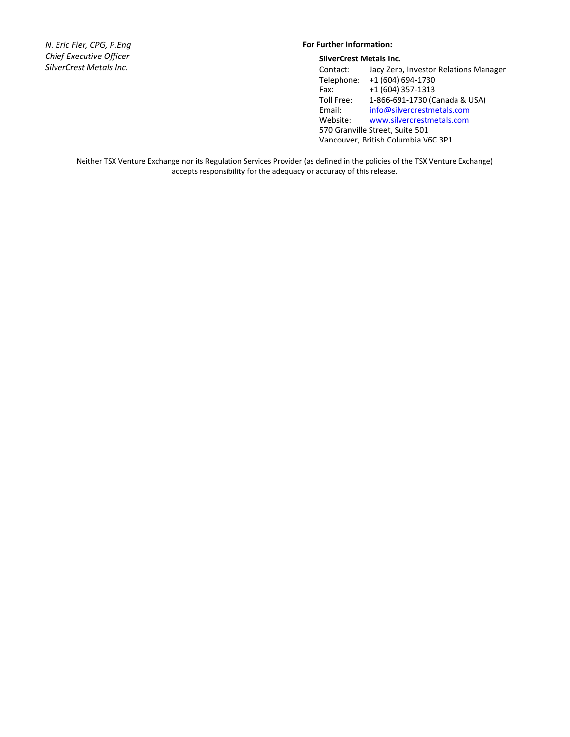*N. Eric Fier, CPG, P.Eng*
*Chief Executive Officer*
*SilverCrest Metals Inc.*

**For Further Information:**

**SilverCrest Metals Inc.**

Contact: Jacy Zerb, Investor Relations Manager
Telephone: +1 (604) 694-1730
Fax: +1 (604) 357-1313
Toll Free: 1-866-691-1730 (Canada & USA)
Email: info@silvercrestmetals.com
Website: www.silvercrestmetals.com
570 Granville Street, Suite 501
Vancouver, British Columbia V6C 3P1

Neither TSX Venture Exchange nor its Regulation Services Provider (as defined in the policies of the TSX Venture Exchange) accepts responsibility for the adequacy or accuracy of this release.